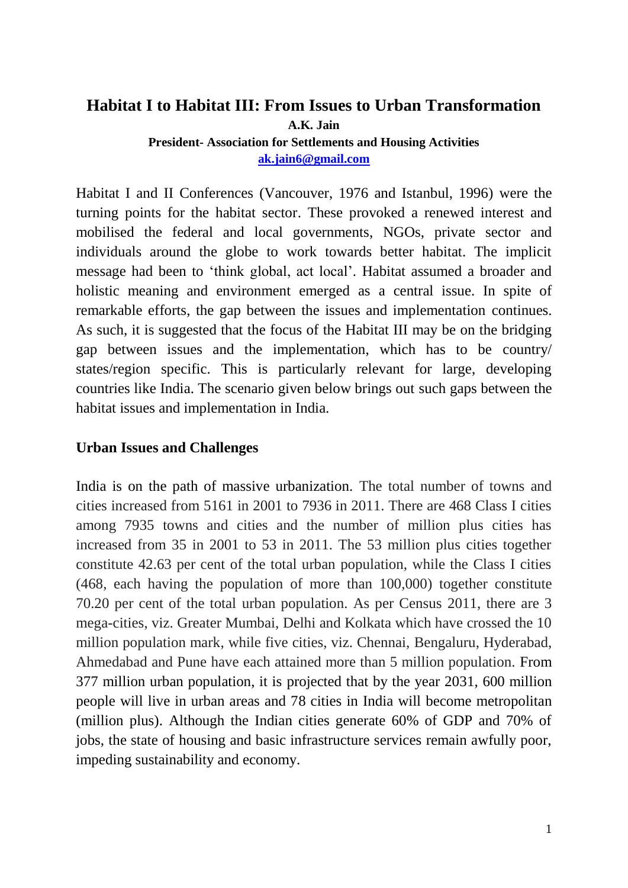# Habitat I to Habitat III: From Issues to Urban Transformation

**A.K. Jain**

**President- Association for Settlements and Housing Activities**

**ak.jain6@gmail.com**

Habitat I and II Conferences (Vancouver, 1976 and Istanbul, 1996) were the turning points for the habitat sector. These provoked a renewed interest and mobilised the federal and local governments, NGOs, private sector and individuals around the globe to work towards better habitat. The implicit message had been to 'think global, act local'. Habitat assumed a broader and holistic meaning and environment emerged as a central issue. In spite of remarkable efforts, the gap between the issues and implementation continues. As such, it is suggested that the focus of the Habitat III may be on the bridging gap between issues and the implementation, which has to be country/ states/region specific. This is particularly relevant for large, developing countries like India. The scenario given below brings out such gaps between the habitat issues and implementation in India.

## Urban Issues and Challenges

India is on the path of massive urbanization. The total number of towns and cities increased from 5161 in 2001 to 7936 in 2011. There are 468 Class I cities among 7935 towns and cities and the number of million plus cities has increased from 35 in 2001 to 53 in 2011. The 53 million plus cities together constitute 42.63 per cent of the total urban population, while the Class I cities (468, each having the population of more than 100,000) together constitute 70.20 per cent of the total urban population. As per Census 2011, there are 3 mega-cities, viz. Greater Mumbai, Delhi and Kolkata which have crossed the 10 million population mark, while five cities, viz. Chennai, Bengaluru, Hyderabad, Ahmedabad and Pune have each attained more than 5 million population. From 377 million urban population, it is projected that by the year 2031, 600 million people will live in urban areas and 78 cities in India will become metropolitan (million plus). Although the Indian cities generate 60% of GDP and 70% of jobs, the state of housing and basic infrastructure services remain awfully poor, impeding sustainability and economy.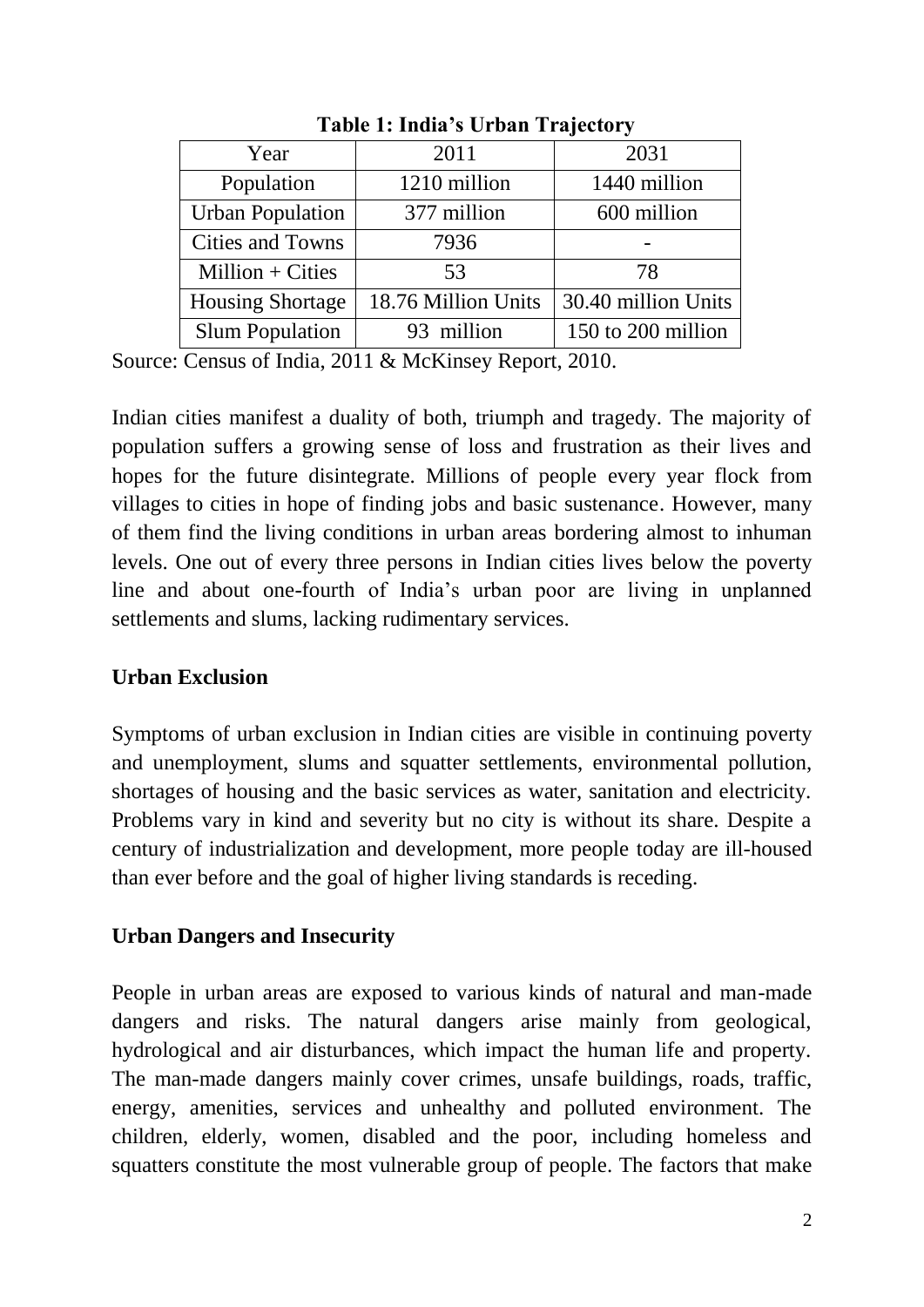**Table 1: India's Urban Trajectory**

| Year | 2011 | 2031 |
|---|---|---|
| Population | 1210 million | 1440 million |
| Urban Population | 377 million | 600 million |
| Cities and Towns | 7936 | - |
| Million + Cities | 53 | 78 |
| Housing Shortage | 18.76 Million Units | 30.40 million Units |
| Slum Population | 93 million | 150 to 200 million |

Source: Census of India, 2011 & McKinsey Report, 2010.

Indian cities manifest a duality of both, triumph and tragedy. The majority of population suffers a growing sense of loss and frustration as their lives and hopes for the future disintegrate. Millions of people every year flock from villages to cities in hope of finding jobs and basic sustenance. However, many of them find the living conditions in urban areas bordering almost to inhuman levels. One out of every three persons in Indian cities lives below the poverty line and about one-fourth of India's urban poor are living in unplanned settlements and slums, lacking rudimentary services.

**Urban Exclusion**

Symptoms of urban exclusion in Indian cities are visible in continuing poverty and unemployment, slums and squatter settlements, environmental pollution, shortages of housing and the basic services as water, sanitation and electricity. Problems vary in kind and severity but no city is without its share. Despite a century of industrialization and development, more people today are ill-housed than ever before and the goal of higher living standards is receding.

**Urban Dangers and Insecurity**

People in urban areas are exposed to various kinds of natural and man-made dangers and risks. The natural dangers arise mainly from geological, hydrological and air disturbances, which impact the human life and property. The man-made dangers mainly cover crimes, unsafe buildings, roads, traffic, energy, amenities, services and unhealthy and polluted environment. The children, elderly, women, disabled and the poor, including homeless and squatters constitute the most vulnerable group of people. The factors that make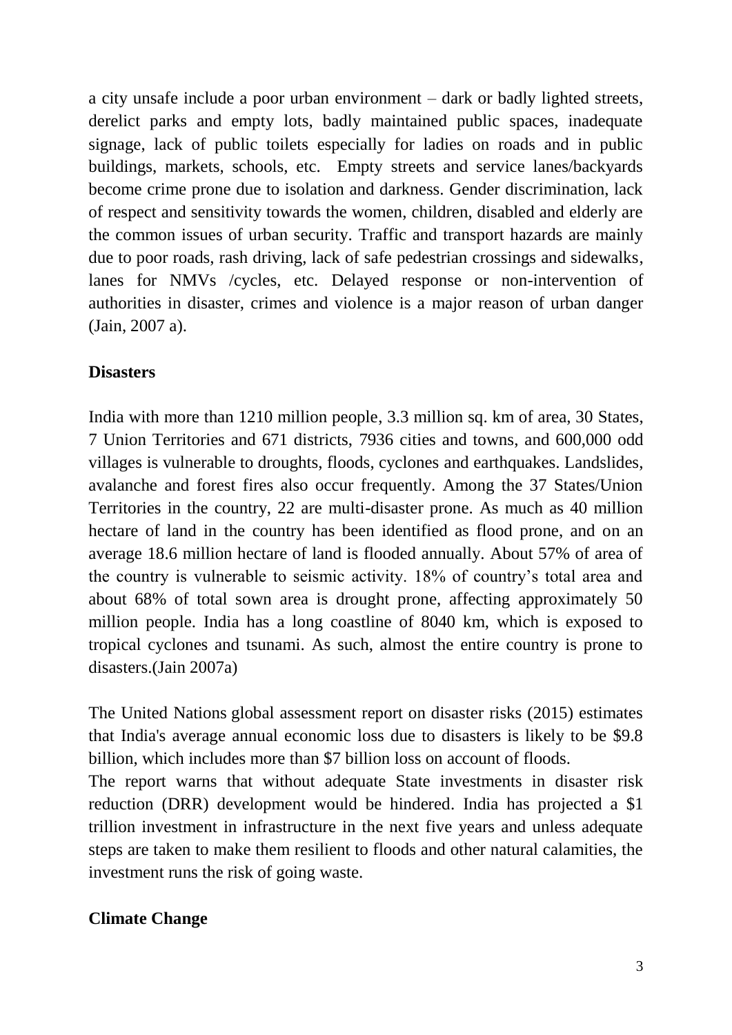a city unsafe include a poor urban environment – dark or badly lighted streets, derelict parks and empty lots, badly maintained public spaces, inadequate signage, lack of public toilets especially for ladies on roads and in public buildings, markets, schools, etc. Empty streets and service lanes/backyards become crime prone due to isolation and darkness. Gender discrimination, lack of respect and sensitivity towards the women, children, disabled and elderly are the common issues of urban security. Traffic and transport hazards are mainly due to poor roads, rash driving, lack of safe pedestrian crossings and sidewalks, lanes for NMVs /cycles, etc. Delayed response or non-intervention of authorities in disaster, crimes and violence is a major reason of urban danger (Jain, 2007 a).

**Disasters**

India with more than 1210 million people, 3.3 million sq. km of area, 30 States, 7 Union Territories and 671 districts, 7936 cities and towns, and 600,000 odd villages is vulnerable to droughts, floods, cyclones and earthquakes. Landslides, avalanche and forest fires also occur frequently. Among the 37 States/Union Territories in the country, 22 are multi-disaster prone. As much as 40 million hectare of land in the country has been identified as flood prone, and on an average 18.6 million hectare of land is flooded annually. About 57% of area of the country is vulnerable to seismic activity. 18% of country's total area and about 68% of total sown area is drought prone, affecting approximately 50 million people. India has a long coastline of 8040 km, which is exposed to tropical cyclones and tsunami. As such, almost the entire country is prone to disasters.(Jain 2007a)

The United Nations global assessment report on disaster risks (2015) estimates that India's average annual economic loss due to disasters is likely to be $9.8 billion, which includes more than $7 billion loss on account of floods.

The report warns that without adequate State investments in disaster risk reduction (DRR) development would be hindered. India has projected a $1 trillion investment in infrastructure in the next five years and unless adequate steps are taken to make them resilient to floods and other natural calamities, the investment runs the risk of going waste.

**Climate Change**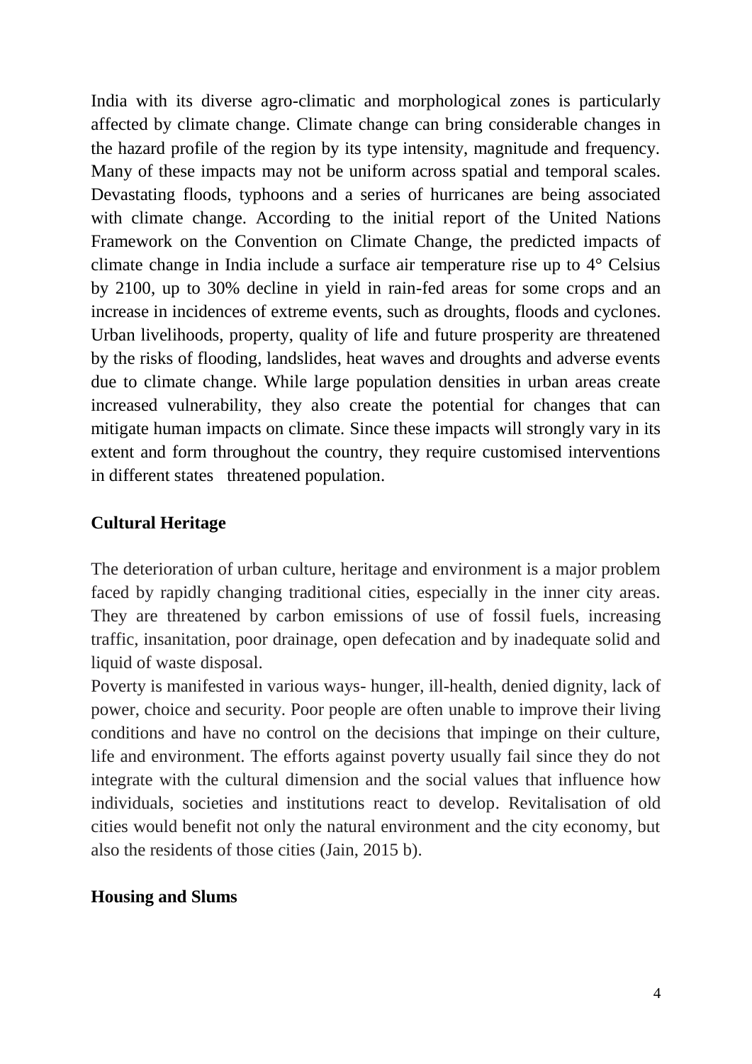India with its diverse agro-climatic and morphological zones is particularly affected by climate change. Climate change can bring considerable changes in the hazard profile of the region by its type intensity, magnitude and frequency. Many of these impacts may not be uniform across spatial and temporal scales. Devastating floods, typhoons and a series of hurricanes are being associated with climate change. According to the initial report of the United Nations Framework on the Convention on Climate Change, the predicted impacts of climate change in India include a surface air temperature rise up to 4° Celsius by 2100, up to 30% decline in yield in rain-fed areas for some crops and an increase in incidences of extreme events, such as droughts, floods and cyclones. Urban livelihoods, property, quality of life and future prosperity are threatened by the risks of flooding, landslides, heat waves and droughts and adverse events due to climate change. While large population densities in urban areas create increased vulnerability, they also create the potential for changes that can mitigate human impacts on climate. Since these impacts will strongly vary in its extent and form throughout the country, they require customised interventions in different states threatened population.

**Cultural Heritage**

The deterioration of urban culture, heritage and environment is a major problem faced by rapidly changing traditional cities, especially in the inner city areas. They are threatened by carbon emissions of use of fossil fuels, increasing traffic, insanitation, poor drainage, open defecation and by inadequate solid and liquid of waste disposal.

Poverty is manifested in various ways- hunger, ill-health, denied dignity, lack of power, choice and security. Poor people are often unable to improve their living conditions and have no control on the decisions that impinge on their culture, life and environment. The efforts against poverty usually fail since they do not integrate with the cultural dimension and the social values that influence how individuals, societies and institutions react to develop. Revitalisation of old cities would benefit not only the natural environment and the city economy, but also the residents of those cities (Jain, 2015 b).

**Housing and Slums**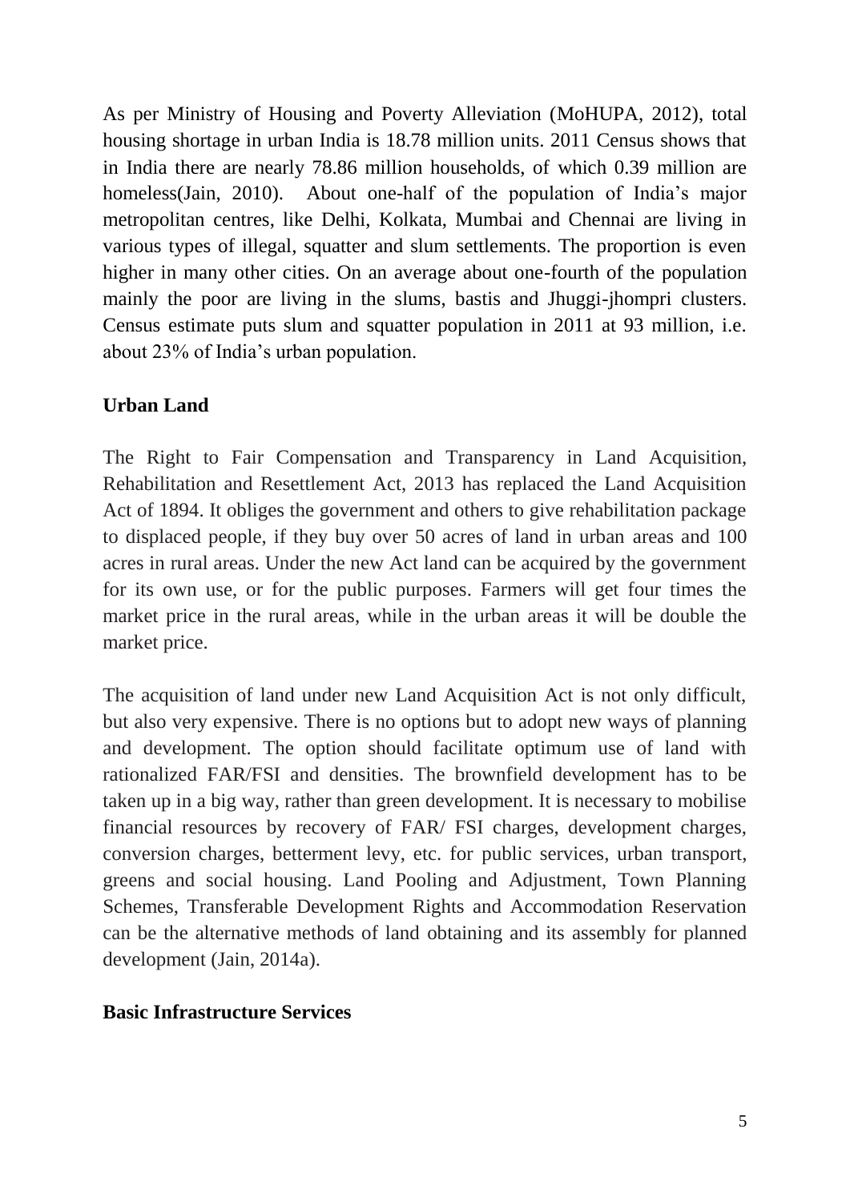As per Ministry of Housing and Poverty Alleviation (MoHUPA, 2012), total housing shortage in urban India is 18.78 million units. 2011 Census shows that in India there are nearly 78.86 million households, of which 0.39 million are homeless(Jain, 2010). About one-half of the population of India's major metropolitan centres, like Delhi, Kolkata, Mumbai and Chennai are living in various types of illegal, squatter and slum settlements. The proportion is even higher in many other cities. On an average about one-fourth of the population mainly the poor are living in the slums, bastis and Jhuggi-jhompri clusters. Census estimate puts slum and squatter population in 2011 at 93 million, i.e. about 23% of India's urban population.

## Urban Land

The Right to Fair Compensation and Transparency in Land Acquisition, Rehabilitation and Resettlement Act, 2013 has replaced the Land Acquisition Act of 1894. It obliges the government and others to give rehabilitation package to displaced people, if they buy over 50 acres of land in urban areas and 100 acres in rural areas. Under the new Act land can be acquired by the government for its own use, or for the public purposes. Farmers will get four times the market price in the rural areas, while in the urban areas it will be double the market price.

The acquisition of land under new Land Acquisition Act is not only difficult, but also very expensive. There is no options but to adopt new ways of planning and development. The option should facilitate optimum use of land with rationalized FAR/FSI and densities. The brownfield development has to be taken up in a big way, rather than green development. It is necessary to mobilise financial resources by recovery of FAR/ FSI charges, development charges, conversion charges, betterment levy, etc. for public services, urban transport, greens and social housing. Land Pooling and Adjustment, Town Planning Schemes, Transferable Development Rights and Accommodation Reservation can be the alternative methods of land obtaining and its assembly for planned development (Jain, 2014a).

## Basic Infrastructure Services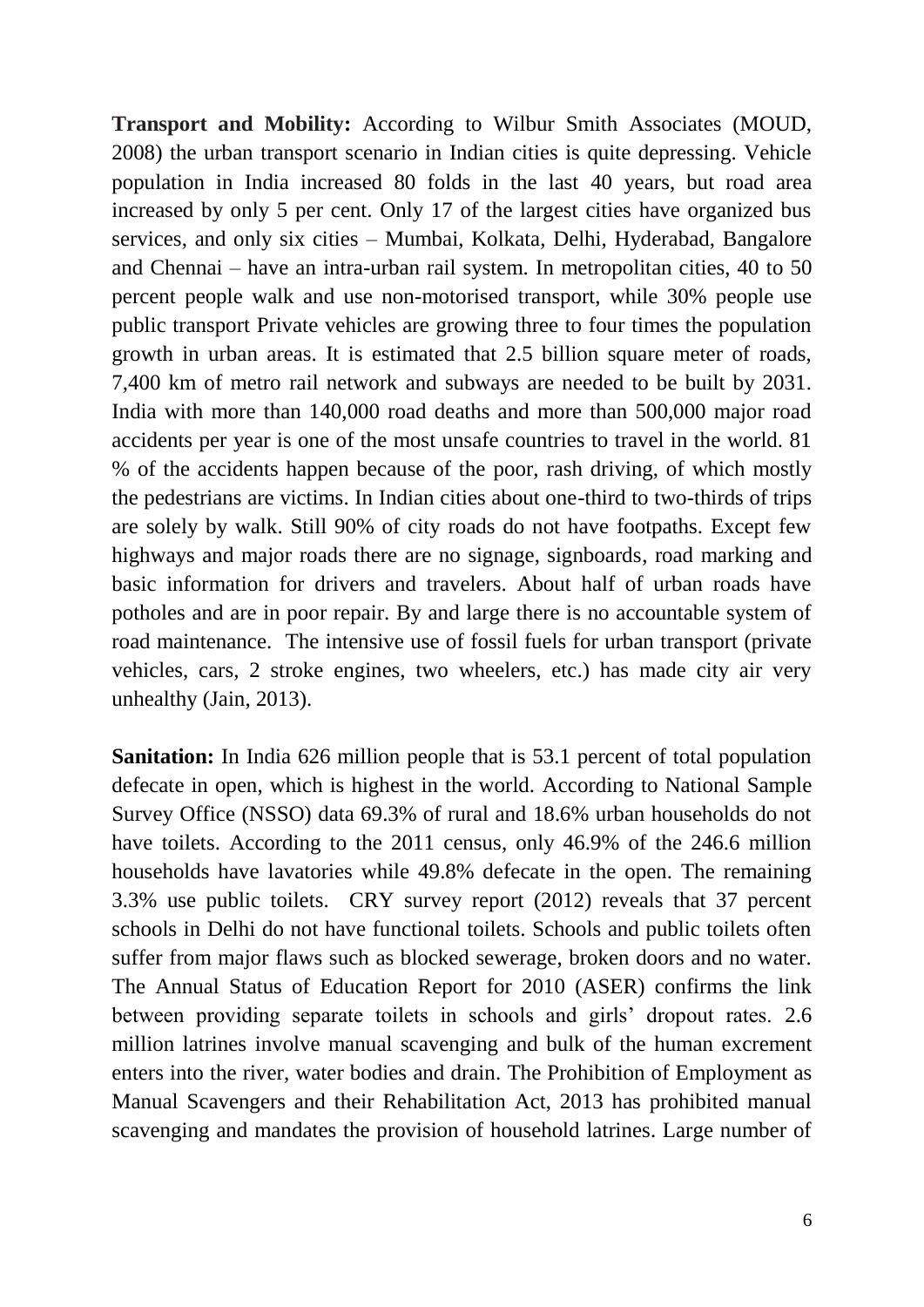**Transport and Mobility:** According to Wilbur Smith Associates (MOUD, 2008) the urban transport scenario in Indian cities is quite depressing. Vehicle population in India increased 80 folds in the last 40 years, but road area increased by only 5 per cent. Only 17 of the largest cities have organized bus services, and only six cities – Mumbai, Kolkata, Delhi, Hyderabad, Bangalore and Chennai – have an intra-urban rail system. In metropolitan cities, 40 to 50 percent people walk and use non-motorised transport, while 30% people use public transport Private vehicles are growing three to four times the population growth in urban areas. It is estimated that 2.5 billion square meter of roads, 7,400 km of metro rail network and subways are needed to be built by 2031. India with more than 140,000 road deaths and more than 500,000 major road accidents per year is one of the most unsafe countries to travel in the world. 81 % of the accidents happen because of the poor, rash driving, of which mostly the pedestrians are victims. In Indian cities about one-third to two-thirds of trips are solely by walk. Still 90% of city roads do not have footpaths. Except few highways and major roads there are no signage, signboards, road marking and basic information for drivers and travelers. About half of urban roads have potholes and are in poor repair. By and large there is no accountable system of road maintenance. The intensive use of fossil fuels for urban transport (private vehicles, cars, 2 stroke engines, two wheelers, etc.) has made city air very unhealthy (Jain, 2013).

**Sanitation:** In India 626 million people that is 53.1 percent of total population defecate in open, which is highest in the world. According to National Sample Survey Office (NSSO) data 69.3% of rural and 18.6% urban households do not have toilets. According to the 2011 census, only 46.9% of the 246.6 million households have lavatories while 49.8% defecate in the open. The remaining 3.3% use public toilets. CRY survey report (2012) reveals that 37 percent schools in Delhi do not have functional toilets. Schools and public toilets often suffer from major flaws such as blocked sewerage, broken doors and no water. The Annual Status of Education Report for 2010 (ASER) confirms the link between providing separate toilets in schools and girls' dropout rates. 2.6 million latrines involve manual scavenging and bulk of the human excrement enters into the river, water bodies and drain. The Prohibition of Employment as Manual Scavengers and their Rehabilitation Act, 2013 has prohibited manual scavenging and mandates the provision of household latrines. Large number of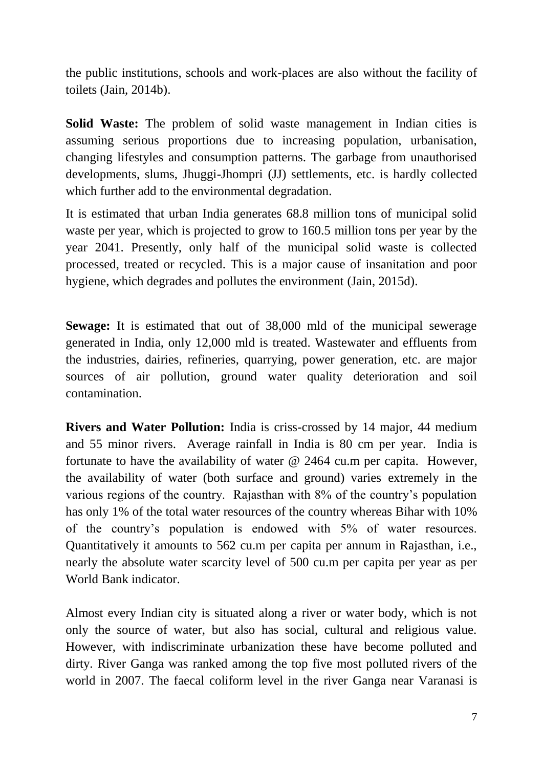the public institutions, schools and work-places are also without the facility of toilets (Jain, 2014b).

**Solid Waste:** The problem of solid waste management in Indian cities is assuming serious proportions due to increasing population, urbanisation, changing lifestyles and consumption patterns. The garbage from unauthorised developments, slums, Jhuggi-Jhompri (JJ) settlements, etc. is hardly collected which further add to the environmental degradation.

It is estimated that urban India generates 68.8 million tons of municipal solid waste per year, which is projected to grow to 160.5 million tons per year by the year 2041. Presently, only half of the municipal solid waste is collected processed, treated or recycled. This is a major cause of insanitation and poor hygiene, which degrades and pollutes the environment (Jain, 2015d).

**Sewage:** It is estimated that out of 38,000 mld of the municipal sewerage generated in India, only 12,000 mld is treated. Wastewater and effluents from the industries, dairies, refineries, quarrying, power generation, etc. are major sources of air pollution, ground water quality deterioration and soil contamination.

**Rivers and Water Pollution:** India is criss-crossed by 14 major, 44 medium and 55 minor rivers. Average rainfall in India is 80 cm per year. India is fortunate to have the availability of water @ 2464 cu.m per capita. However, the availability of water (both surface and ground) varies extremely in the various regions of the country. Rajasthan with 8% of the country's population has only 1% of the total water resources of the country whereas Bihar with 10% of the country's population is endowed with 5% of water resources. Quantitatively it amounts to 562 cu.m per capita per annum in Rajasthan, i.e., nearly the absolute water scarcity level of 500 cu.m per capita per year as per World Bank indicator.

Almost every Indian city is situated along a river or water body, which is not only the source of water, but also has social, cultural and religious value. However, with indiscriminate urbanization these have become polluted and dirty. River Ganga was ranked among the top five most polluted rivers of the world in 2007. The faecal coliform level in the river Ganga near Varanasi is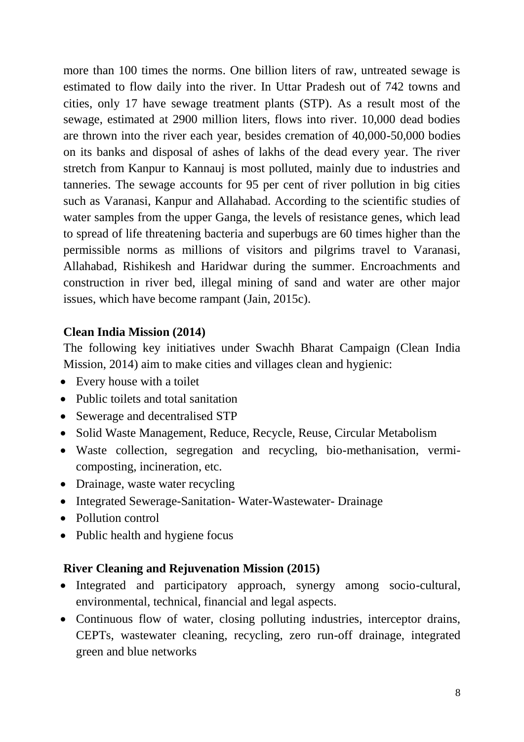more than 100 times the norms. One billion liters of raw, untreated sewage is estimated to flow daily into the river. In Uttar Pradesh out of 742 towns and cities, only 17 have sewage treatment plants (STP). As a result most of the sewage, estimated at 2900 million liters, flows into river. 10,000 dead bodies are thrown into the river each year, besides cremation of 40,000-50,000 bodies on its banks and disposal of ashes of lakhs of the dead every year. The river stretch from Kanpur to Kannauj is most polluted, mainly due to industries and tanneries. The sewage accounts for 95 per cent of river pollution in big cities such as Varanasi, Kanpur and Allahabad. According to the scientific studies of water samples from the upper Ganga, the levels of resistance genes, which lead to spread of life threatening bacteria and superbugs are 60 times higher than the permissible norms as millions of visitors and pilgrims travel to Varanasi, Allahabad, Rishikesh and Haridwar during the summer. Encroachments and construction in river bed, illegal mining of sand and water are other major issues, which have become rampant (Jain, 2015c).

**Clean India Mission (2014)**

The following key initiatives under Swachh Bharat Campaign (Clean India Mission, 2014) aim to make cities and villages clean and hygienic:

- Every house with a toilet
- Public toilets and total sanitation
- Sewerage and decentralised STP
- Solid Waste Management, Reduce, Recycle, Reuse, Circular Metabolism
- Waste collection, segregation and recycling, bio-methanisation, vermi-composting, incineration, etc.
- Drainage, waste water recycling
- Integrated Sewerage-Sanitation- Water-Wastewater- Drainage
- Pollution control
- Public health and hygiene focus

**River Cleaning and Rejuvenation Mission (2015)**

- Integrated and participatory approach, synergy among socio-cultural, environmental, technical, financial and legal aspects.
- Continuous flow of water, closing polluting industries, interceptor drains, CEPTs, wastewater cleaning, recycling, zero run-off drainage, integrated green and blue networks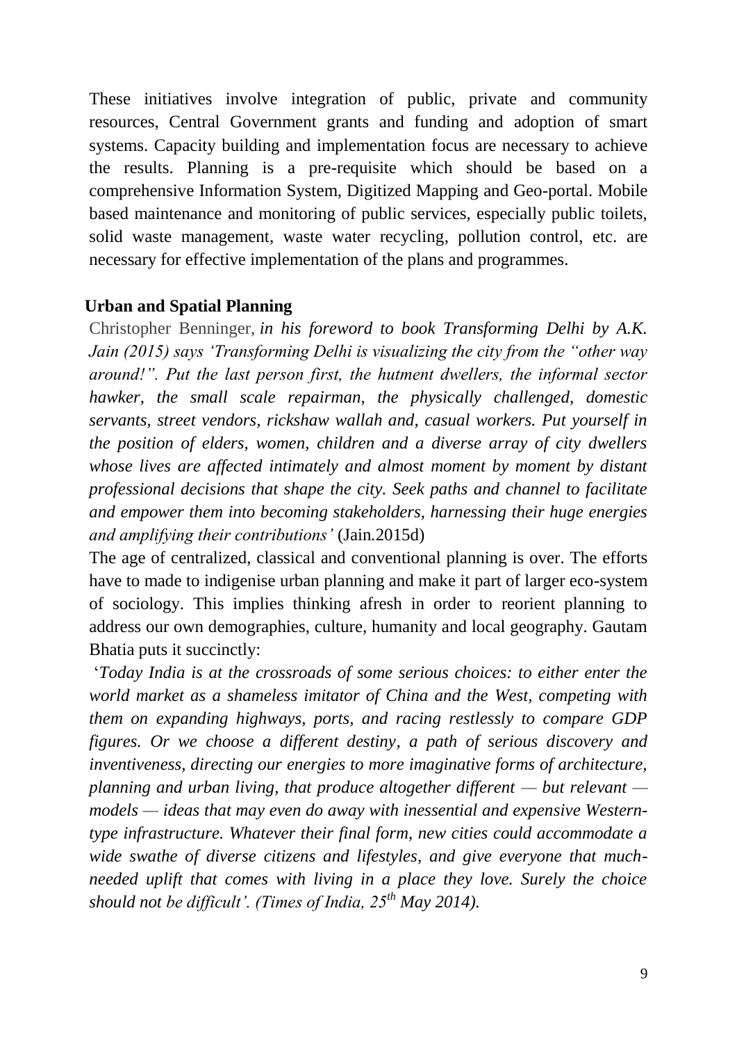These initiatives involve integration of public, private and community resources, Central Government grants and funding and adoption of smart systems. Capacity building and implementation focus are necessary to achieve the results. Planning is a pre-requisite which should be based on a comprehensive Information System, Digitized Mapping and Geo-portal. Mobile based maintenance and monitoring of public services, especially public toilets, solid waste management, waste water recycling, pollution control, etc. are necessary for effective implementation of the plans and programmes.

**Urban and Spatial Planning**

Christopher Benninger, *in his foreword to book Transforming Delhi by A.K. Jain (2015) says 'Transforming Delhi is visualizing the city from the "other way around!". Put the last person first, the hutment dwellers, the informal sector hawker, the small scale repairman, the physically challenged, domestic servants, street vendors, rickshaw wallah and, casual workers. Put yourself in the position of elders, women, children and a diverse array of city dwellers whose lives are affected intimately and almost moment by moment by distant professional decisions that shape the city. Seek paths and channel to facilitate and empower them into becoming stakeholders, harnessing their huge energies and amplifying their contributions'* (Jain.2015d)

The age of centralized, classical and conventional planning is over. The efforts have to made to indigenise urban planning and make it part of larger eco-system of sociology. This implies thinking afresh in order to reorient planning to address our own demographies, culture, humanity and local geography. Gautam Bhatia puts it succinctly:

'*Today India is at the crossroads of some serious choices: to either enter the world market as a shameless imitator of China and the West, competing with them on expanding highways, ports, and racing restlessly to compare GDP figures. Or we choose a different destiny, a path of serious discovery and inventiveness, directing our energies to more imaginative forms of architecture, planning and urban living, that produce altogether different — but relevant — models — ideas that may even do away with inessential and expensive Western-type infrastructure. Whatever their final form, new cities could accommodate a wide swathe of diverse citizens and lifestyles, and give everyone that much-needed uplift that comes with living in a place they love. Surely the choice should not be difficult'. (Times of India, 25th May 2014).*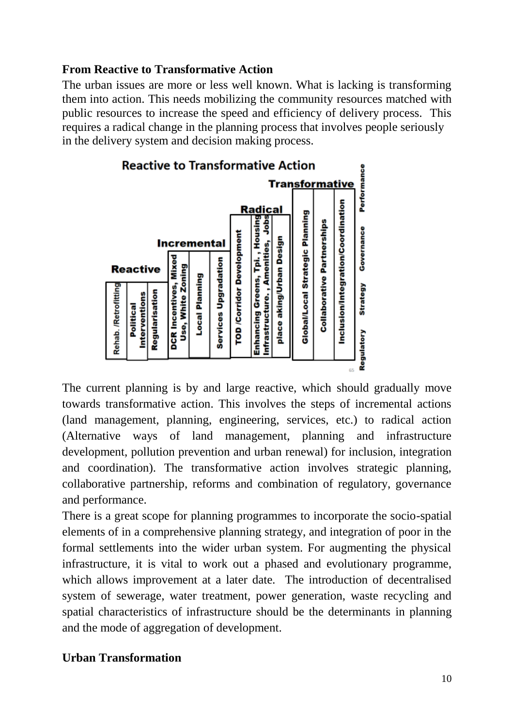**From Reactive to Transformative Action**

The urban issues are more or less well known. What is lacking is transforming them into action. This needs mobilizing the community resources matched with public resources to increase the speed and efficiency of delivery process. This requires a radical change in the planning process that involves people seriously in the delivery system and decision making process.

The current planning is by and large reactive, which should gradually move towards transformative action. This involves the steps of incremental actions (land management, planning, engineering, services, etc.) to radical action (Alternative ways of land management, planning and infrastructure development, pollution prevention and urban renewal) for inclusion, integration and coordination). The transformative action involves strategic planning, collaborative partnership, reforms and combination of regulatory, governance and performance.

There is a great scope for planning programmes to incorporate the socio-spatial elements of in a comprehensive planning strategy, and integration of poor in the formal settlements into the wider urban system. For augmenting the physical infrastructure, it is vital to work out a phased and evolutionary programme, which allows improvement at a later date. The introduction of decentralised system of sewerage, water treatment, power generation, waste recycling and spatial characteristics of infrastructure should be the determinants in planning and the mode of aggregation of development.

**Urban Transformation**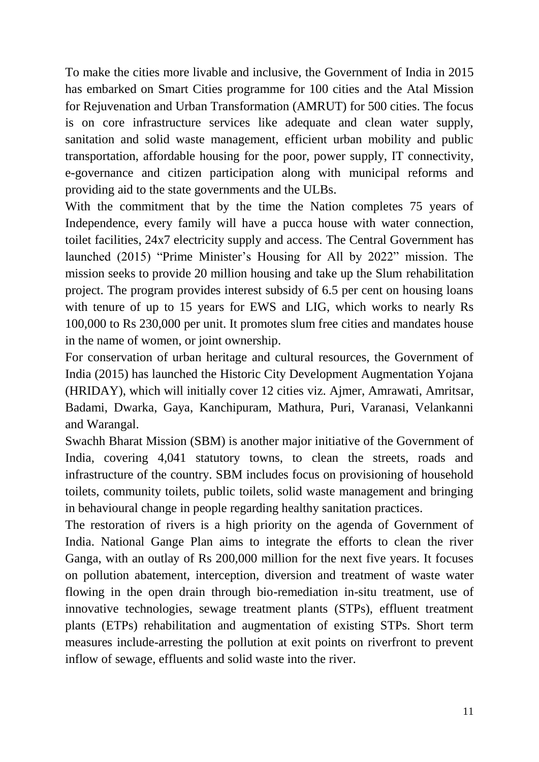To make the cities more livable and inclusive, the Government of India in 2015 has embarked on Smart Cities programme for 100 cities and the Atal Mission for Rejuvenation and Urban Transformation (AMRUT) for 500 cities. The focus is on core infrastructure services like adequate and clean water supply, sanitation and solid waste management, efficient urban mobility and public transportation, affordable housing for the poor, power supply, IT connectivity, e-governance and citizen participation along with municipal reforms and providing aid to the state governments and the ULBs.

With the commitment that by the time the Nation completes 75 years of Independence, every family will have a pucca house with water connection, toilet facilities, 24x7 electricity supply and access. The Central Government has launched (2015) "Prime Minister's Housing for All by 2022" mission. The mission seeks to provide 20 million housing and take up the Slum rehabilitation project. The program provides interest subsidy of 6.5 per cent on housing loans with tenure of up to 15 years for EWS and LIG, which works to nearly Rs 100,000 to Rs 230,000 per unit. It promotes slum free cities and mandates house in the name of women, or joint ownership.

For conservation of urban heritage and cultural resources, the Government of India (2015) has launched the Historic City Development Augmentation Yojana (HRIDAY), which will initially cover 12 cities viz. Ajmer, Amrawati, Amritsar, Badami, Dwarka, Gaya, Kanchipuram, Mathura, Puri, Varanasi, Velankanni and Warangal.

Swachh Bharat Mission (SBM) is another major initiative of the Government of India, covering 4,041 statutory towns, to clean the streets, roads and infrastructure of the country. SBM includes focus on provisioning of household toilets, community toilets, public toilets, solid waste management and bringing in behavioural change in people regarding healthy sanitation practices.

The restoration of rivers is a high priority on the agenda of Government of India. National Gange Plan aims to integrate the efforts to clean the river Ganga, with an outlay of Rs 200,000 million for the next five years. It focuses on pollution abatement, interception, diversion and treatment of waste water flowing in the open drain through bio-remediation in-situ treatment, use of innovative technologies, sewage treatment plants (STPs), effluent treatment plants (ETPs) rehabilitation and augmentation of existing STPs. Short term measures include-arresting the pollution at exit points on riverfront to prevent inflow of sewage, effluents and solid waste into the river.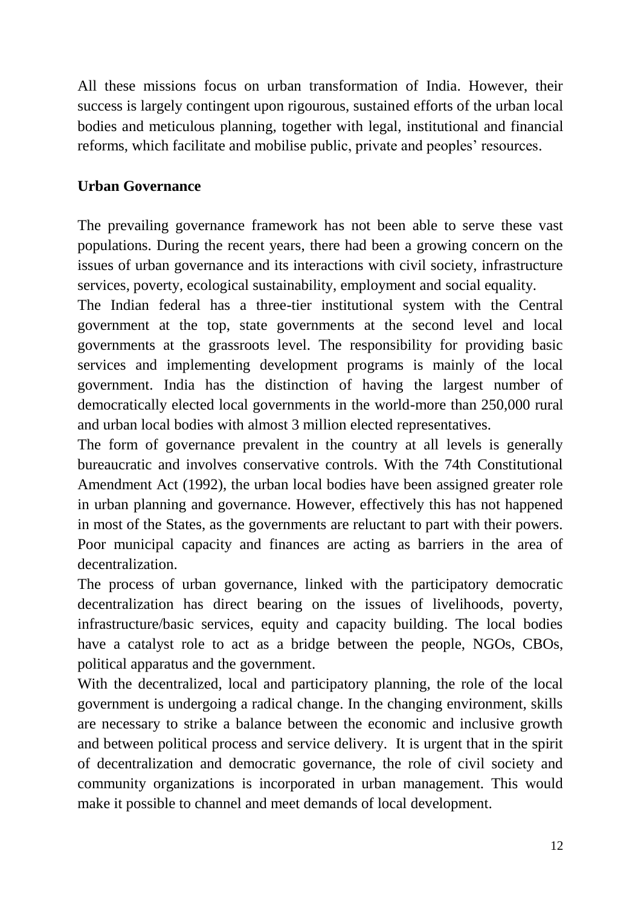All these missions focus on urban transformation of India. However, their success is largely contingent upon rigourous, sustained efforts of the urban local bodies and meticulous planning, together with legal, institutional and financial reforms, which facilitate and mobilise public, private and peoples' resources.

## Urban Governance

The prevailing governance framework has not been able to serve these vast populations. During the recent years, there had been a growing concern on the issues of urban governance and its interactions with civil society, infrastructure services, poverty, ecological sustainability, employment and social equality.

The Indian federal has a three-tier institutional system with the Central government at the top, state governments at the second level and local governments at the grassroots level. The responsibility for providing basic services and implementing development programs is mainly of the local government. India has the distinction of having the largest number of democratically elected local governments in the world-more than 250,000 rural and urban local bodies with almost 3 million elected representatives.

The form of governance prevalent in the country at all levels is generally bureaucratic and involves conservative controls. With the 74th Constitutional Amendment Act (1992), the urban local bodies have been assigned greater role in urban planning and governance. However, effectively this has not happened in most of the States, as the governments are reluctant to part with their powers. Poor municipal capacity and finances are acting as barriers in the area of decentralization.

The process of urban governance, linked with the participatory democratic decentralization has direct bearing on the issues of livelihoods, poverty, infrastructure/basic services, equity and capacity building. The local bodies have a catalyst role to act as a bridge between the people, NGOs, CBOs, political apparatus and the government.

With the decentralized, local and participatory planning, the role of the local government is undergoing a radical change. In the changing environment, skills are necessary to strike a balance between the economic and inclusive growth and between political process and service delivery. It is urgent that in the spirit of decentralization and democratic governance, the role of civil society and community organizations is incorporated in urban management. This would make it possible to channel and meet demands of local development.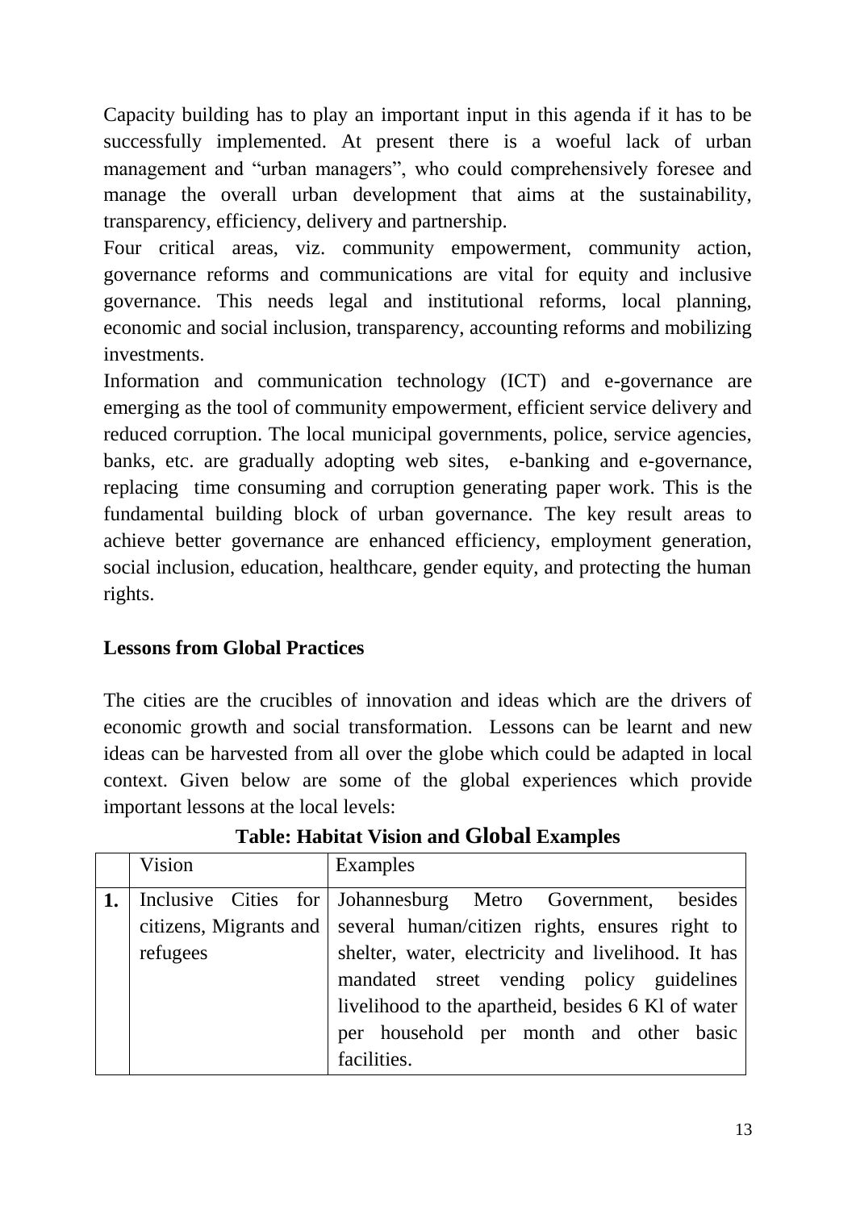Capacity building has to play an important input in this agenda if it has to be successfully implemented. At present there is a woeful lack of urban management and “urban managers”, who could comprehensively foresee and manage the overall urban development that aims at the sustainability, transparency, efficiency, delivery and partnership.

Four critical areas, viz. community empowerment, community action, governance reforms and communications are vital for equity and inclusive governance. This needs legal and institutional reforms, local planning, economic and social inclusion, transparency, accounting reforms and mobilizing investments.

Information and communication technology (ICT) and e-governance are emerging as the tool of community empowerment, efficient service delivery and reduced corruption. The local municipal governments, police, service agencies, banks, etc. are gradually adopting web sites, e-banking and e-governance, replacing time consuming and corruption generating paper work. This is the fundamental building block of urban governance. The key result areas to achieve better governance are enhanced efficiency, employment generation, social inclusion, education, healthcare, gender equity, and protecting the human rights.

**Lessons from Global Practices**

The cities are the crucibles of innovation and ideas which are the drivers of economic growth and social transformation. Lessons can be learnt and new ideas can be harvested from all over the globe which could be adapted in local context. Given below are some of the global experiences which provide important lessons at the local levels:

**Table: Habitat Vision and Global Examples**

| | Vision | Examples |
|---|---|---|
| **1.** | Inclusive Cities for citizens, Migrants and refugees | Johannesburg Metro Government, besides several human/citizen rights, ensures right to shelter, water, electricity and livelihood. It has mandated street vending policy guidelines livelihood to the apartheid, besides 6 Kl of water per household per month and other basic facilities. |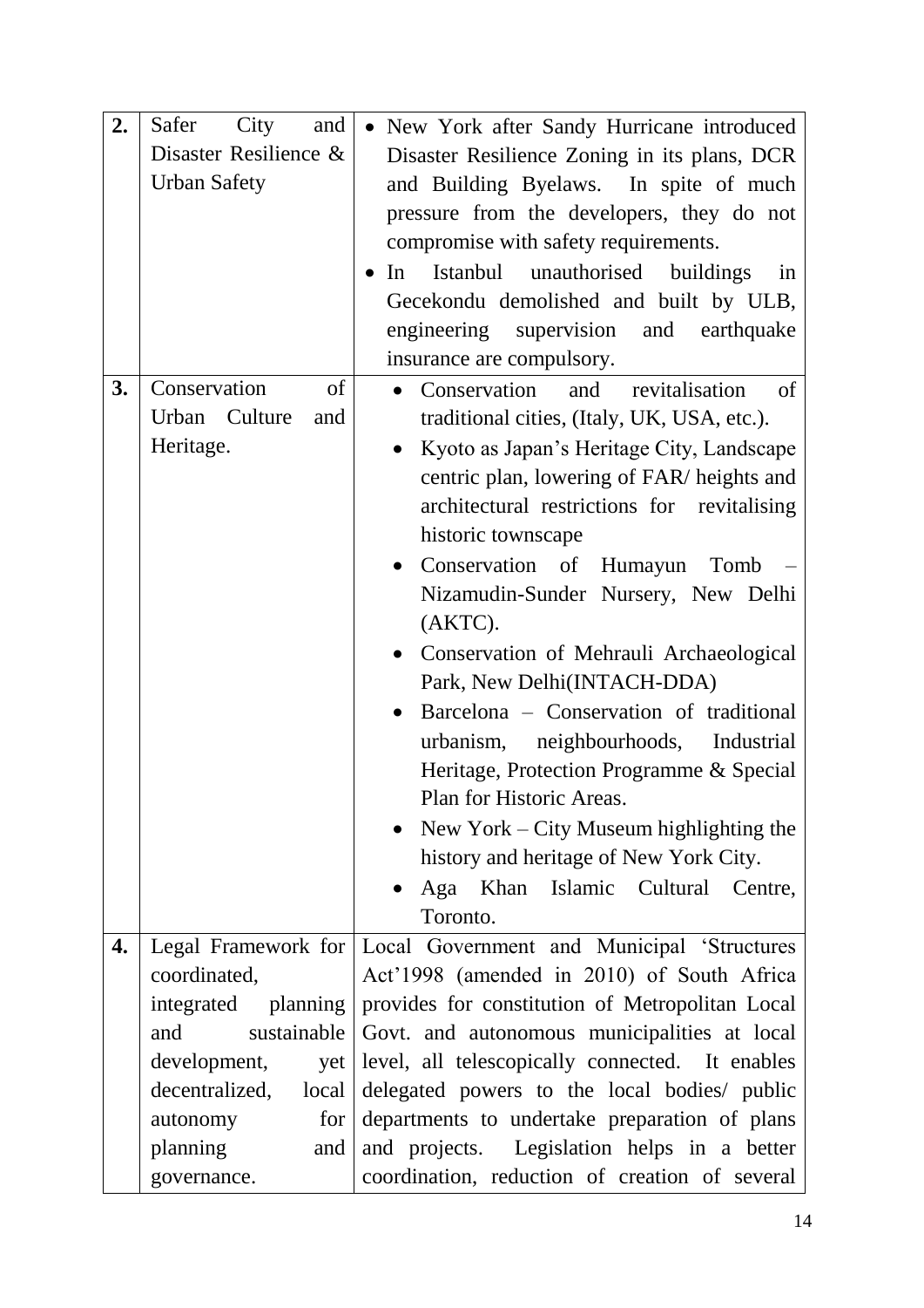| | | |
|---|---|---|
| **2.** | Safer City and Disaster Resilience & Urban Safety | • New York after Sandy Hurricane introduced Disaster Resilience Zoning in its plans, DCR and Building Byelaws. In spite of much pressure from the developers, they do not compromise with safety requirements.<br>• In Istanbul unauthorised buildings in Gecekondu demolished and built by ULB, engineering supervision and earthquake insurance are compulsory. |
| **3.** | Conservation of Urban Culture and Heritage. | • Conservation and revitalisation of traditional cities, (Italy, UK, USA, etc.).<br>• Kyoto as Japan's Heritage City, Landscape centric plan, lowering of FAR/ heights and architectural restrictions for revitalising historic townscape<br>• Conservation of Humayun Tomb – Nizamudin-Sunder Nursery, New Delhi (AKTC).<br>• Conservation of Mehrauli Archaeological Park, New Delhi(INTACH-DDA)<br>• Barcelona – Conservation of traditional urbanism, neighbourhoods, Industrial Heritage, Protection Programme & Special Plan for Historic Areas.<br>• New York – City Museum highlighting the history and heritage of New York City.<br>• Aga Khan Islamic Cultural Centre, Toronto. |
| **4.** | Legal Framework for coordinated, integrated planning and sustainable development, yet decentralized, local autonomy for planning and governance. | Local Government and Municipal 'Structures Act'1998 (amended in 2010) of South Africa provides for constitution of Metropolitan Local Govt. and autonomous municipalities at local level, all telescopically connected. It enables delegated powers to the local bodies/ public departments to undertake preparation of plans and projects. Legislation helps in a better coordination, reduction of creation of several |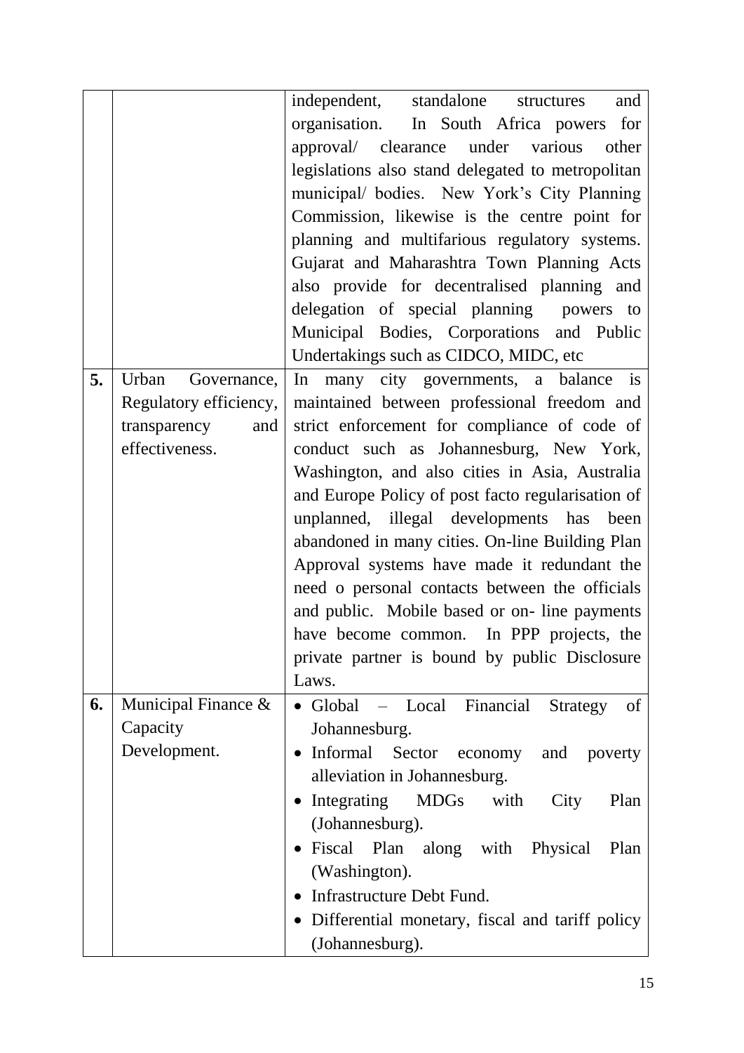| | | |
|---|---|---|
| | | independent, standalone structures and organisation. In South Africa powers for approval/ clearance under various other legislations also stand delegated to metropolitan municipal/ bodies. New York's City Planning Commission, likewise is the centre point for planning and multifarious regulatory systems. Gujarat and Maharashtra Town Planning Acts also provide for decentralised planning and delegation of special planning powers to Municipal Bodies, Corporations and Public Undertakings such as CIDCO, MIDC, etc |
| **5.** | Urban Governance, Regulatory efficiency, transparency and effectiveness. | In many city governments, a balance is maintained between professional freedom and strict enforcement for compliance of code of conduct such as Johannesburg, New York, Washington, and also cities in Asia, Australia and Europe Policy of post facto regularisation of unplanned, illegal developments has been abandoned in many cities. On-line Building Plan Approval systems have made it redundant the need o personal contacts between the officials and public. Mobile based or on- line payments have become common. In PPP projects, the private partner is bound by public Disclosure Laws. |
| **6.** | Municipal Finance & Capacity Development. | • Global – Local Financial Strategy of Johannesburg.<br>• Informal Sector economy and poverty alleviation in Johannesburg.<br>• Integrating MDGs with City Plan (Johannesburg).<br>• Fiscal Plan along with Physical Plan (Washington).<br>• Infrastructure Debt Fund.<br>• Differential monetary, fiscal and tariff policy (Johannesburg). |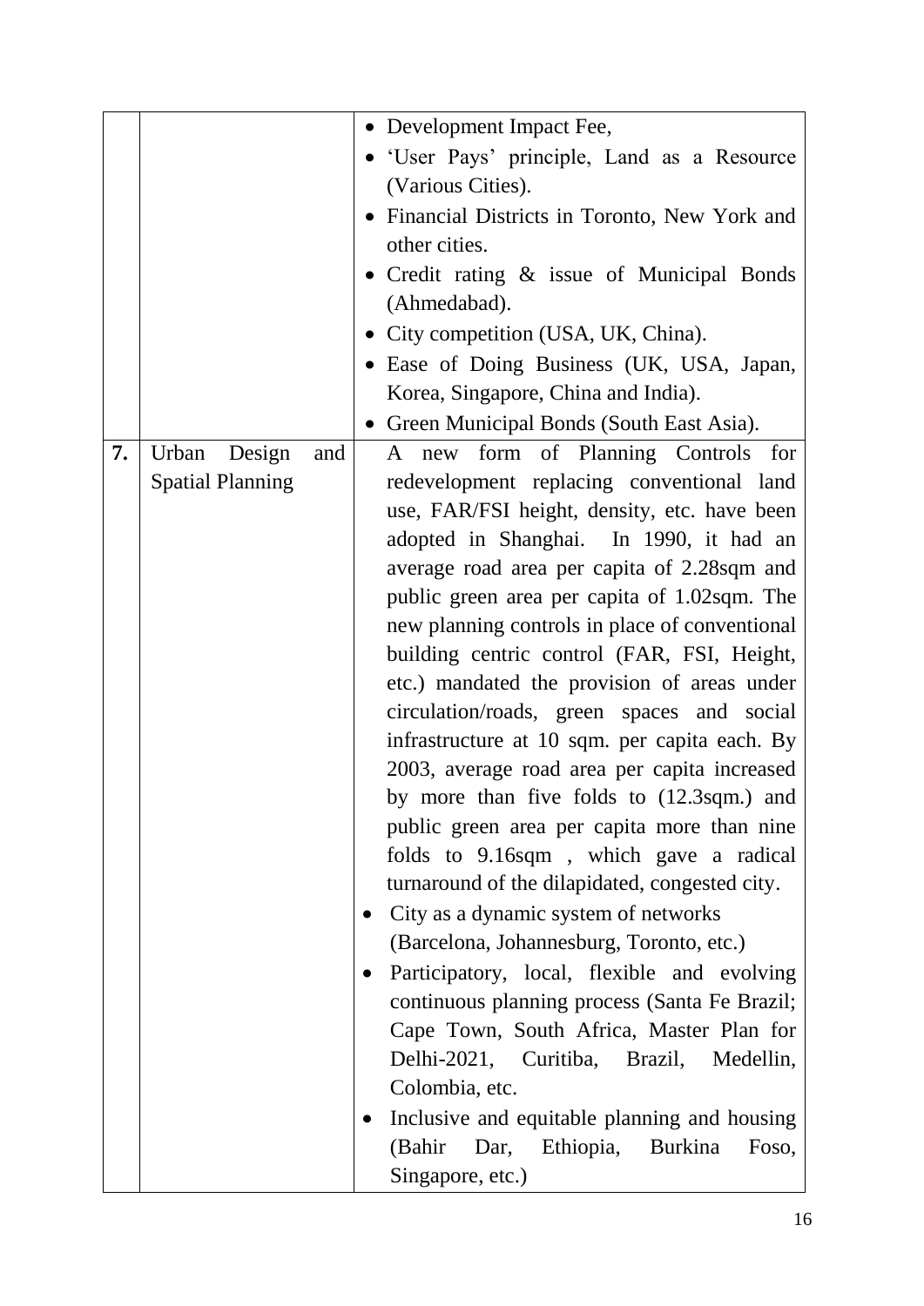| | | |
|---|---|---|
| | | • Development Impact Fee,<br>• 'User Pays' principle, Land as a Resource (Various Cities).<br>• Financial Districts in Toronto, New York and other cities.<br>• Credit rating & issue of Municipal Bonds (Ahmedabad).<br>• City competition (USA, UK, China).<br>• Ease of Doing Business (UK, USA, Japan, Korea, Singapore, China and India).<br>• Green Municipal Bonds (South East Asia). |
| **7.** | Urban Design and Spatial Planning | A new form of Planning Controls for redevelopment replacing conventional land use, FAR/FSI height, density, etc. have been adopted in Shanghai. In 1990, it had an average road area per capita of 2.28sqm and public green area per capita of 1.02sqm. The new planning controls in place of conventional building centric control (FAR, FSI, Height, etc.) mandated the provision of areas under circulation/roads, green spaces and social infrastructure at 10 sqm. per capita each. By 2003, average road area per capita increased by more than five folds to (12.3sqm.) and public green area per capita more than nine folds to 9.16sqm , which gave a radical turnaround of the dilapidated, congested city.<br>• City as a dynamic system of networks (Barcelona, Johannesburg, Toronto, etc.)<br>• Participatory, local, flexible and evolving continuous planning process (Santa Fe Brazil; Cape Town, South Africa, Master Plan for Delhi-2021, Curitiba, Brazil, Medellin, Colombia, etc.<br>• Inclusive and equitable planning and housing (Bahir Dar, Ethiopia, Burkina Foso, Singapore, etc.) |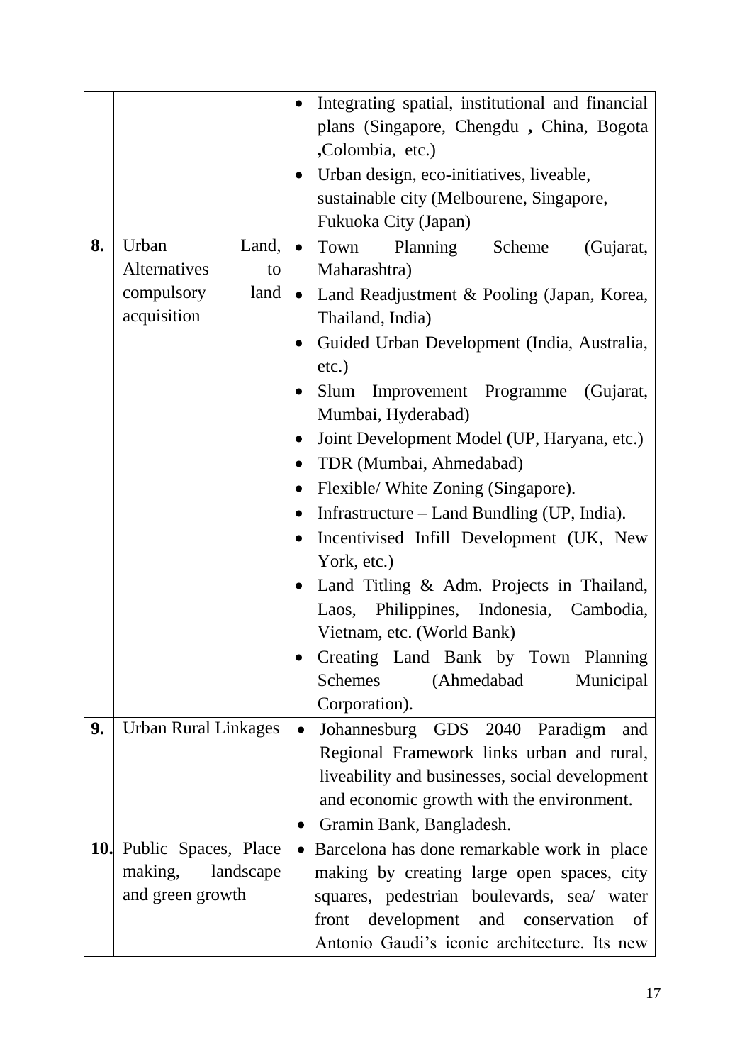| | | |
|---|---|---|
| | | • Integrating spatial, institutional and financial plans (Singapore, Chengdu , China, Bogota ,Colombia, etc.)<br>• Urban design, eco-initiatives, liveable, sustainable city (Melbourene, Singapore, Fukuoka City (Japan) |
| **8.** | Urban Land, Alternatives to compulsory land acquisition | • Town Planning Scheme (Gujarat, Maharashtra)<br>• Land Readjustment & Pooling (Japan, Korea, Thailand, India)<br>• Guided Urban Development (India, Australia, etc.)<br>• Slum Improvement Programme (Gujarat, Mumbai, Hyderabad)<br>• Joint Development Model (UP, Haryana, etc.)<br>• TDR (Mumbai, Ahmedabad)<br>• Flexible/ White Zoning (Singapore).<br>• Infrastructure – Land Bundling (UP, India).<br>• Incentivised Infill Development (UK, New York, etc.)<br>• Land Titling & Adm. Projects in Thailand, Laos, Philippines, Indonesia, Cambodia, Vietnam, etc. (World Bank)<br>• Creating Land Bank by Town Planning Schemes (Ahmedabad Municipal Corporation). |
| **9.** | Urban Rural Linkages | • Johannesburg GDS 2040 Paradigm and Regional Framework links urban and rural, liveability and businesses, social development and economic growth with the environment.<br>• Gramin Bank, Bangladesh. |
| **10.** | Public Spaces, Place making, landscape and green growth | • Barcelona has done remarkable work in place making by creating large open spaces, city squares, pedestrian boulevards, sea/ water front development and conservation of Antonio Gaudi's iconic architecture. Its new |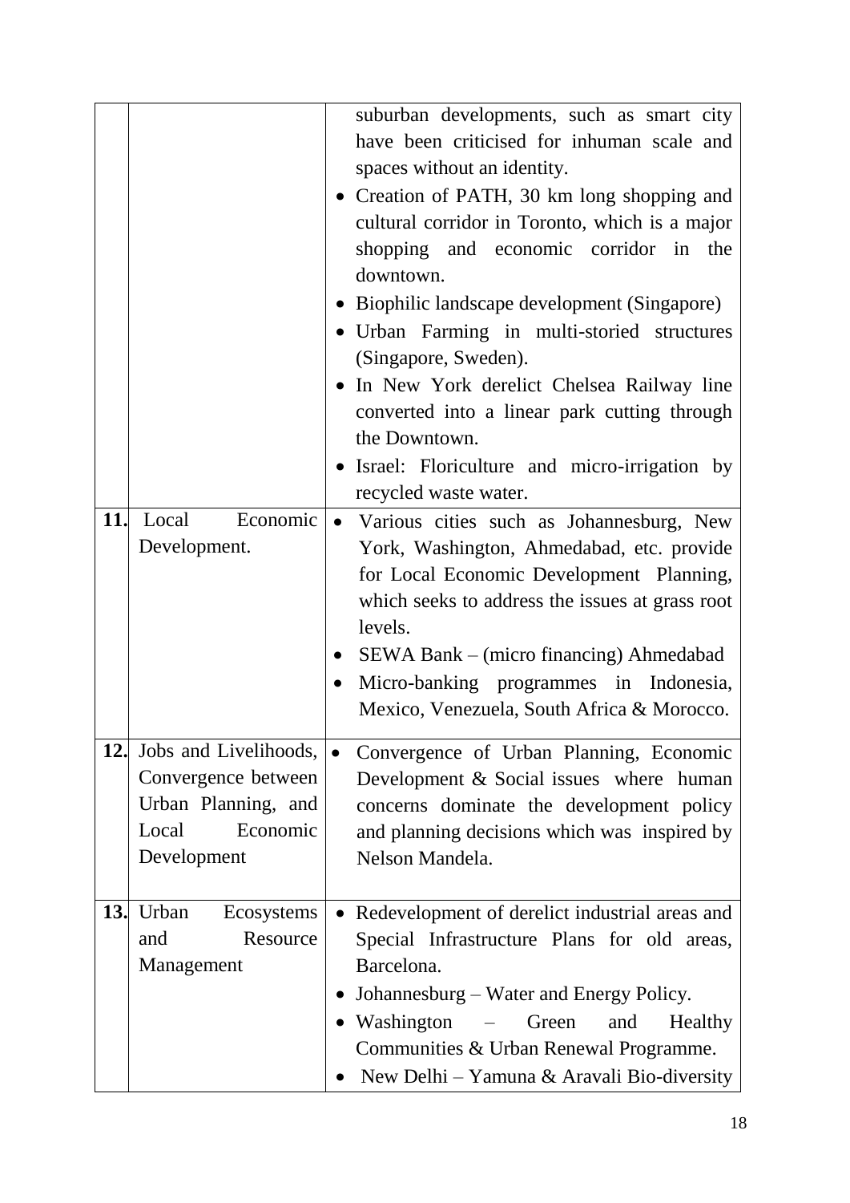| | | |
|---|---|---|
| | | suburban developments, such as smart city have been criticised for inhuman scale and spaces without an identity.<br>• Creation of PATH, 30 km long shopping and cultural corridor in Toronto, which is a major shopping and economic corridor in the downtown.<br>• Biophilic landscape development (Singapore)<br>• Urban Farming in multi-storied structures (Singapore, Sweden).<br>• In New York derelict Chelsea Railway line converted into a linear park cutting through the Downtown.<br>• Israel: Floriculture and micro-irrigation by recycled waste water. |
| **11.** | Local Economic Development. | • Various cities such as Johannesburg, New York, Washington, Ahmedabad, etc. provide for Local Economic Development Planning, which seeks to address the issues at grass root levels.<br>• SEWA Bank – (micro financing) Ahmedabad<br>• Micro-banking programmes in Indonesia, Mexico, Venezuela, South Africa & Morocco. |
| **12.** | Jobs and Livelihoods, Convergence between Urban Planning, and Local Economic Development | • Convergence of Urban Planning, Economic Development & Social issues where human concerns dominate the development policy and planning decisions which was inspired by Nelson Mandela. |
| **13.** | Urban Ecosystems and Resource Management | • Redevelopment of derelict industrial areas and Special Infrastructure Plans for old areas, Barcelona.<br>• Johannesburg – Water and Energy Policy.<br>• Washington – Green and Healthy Communities & Urban Renewal Programme.<br>• New Delhi – Yamuna & Aravali Bio-diversity |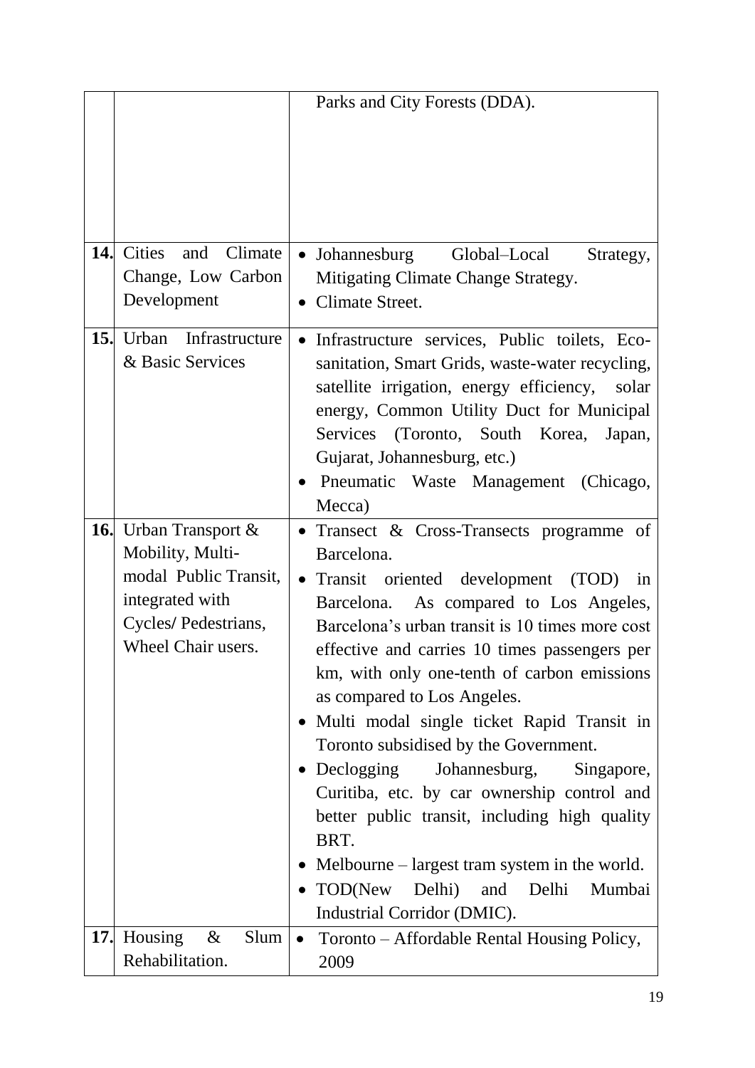| | | |
|---|---|---|
| | | Parks and City Forests (DDA). |
| **14.** | Cities and Climate Change, Low Carbon Development | • Johannesburg Global–Local Strategy, Mitigating Climate Change Strategy.<br>• Climate Street. |
| **15.** | Urban Infrastructure & Basic Services | • Infrastructure services, Public toilets, Eco-sanitation, Smart Grids, waste-water recycling, satellite irrigation, energy efficiency, solar energy, Common Utility Duct for Municipal Services (Toronto, South Korea, Japan, Gujarat, Johannesburg, etc.)<br>• Pneumatic Waste Management (Chicago, Mecca) |
| **16.** | Urban Transport & Mobility, Multi-modal Public Transit, integrated with Cycles/ Pedestrians, Wheel Chair users. | • Transect & Cross-Transects programme of Barcelona.<br>• Transit oriented development (TOD) in Barcelona. As compared to Los Angeles, Barcelona's urban transit is 10 times more cost effective and carries 10 times passengers per km, with only one-tenth of carbon emissions as compared to Los Angeles.<br>• Multi modal single ticket Rapid Transit in Toronto subsidised by the Government.<br>• Declogging Johannesburg, Singapore, Curitiba, etc. by car ownership control and better public transit, including high quality BRT.<br>• Melbourne – largest tram system in the world.<br>• TOD(New Delhi) and Delhi Mumbai Industrial Corridor (DMIC). |
| **17.** | Housing & Slum Rehabilitation. | • Toronto – Affordable Rental Housing Policy, 2009 |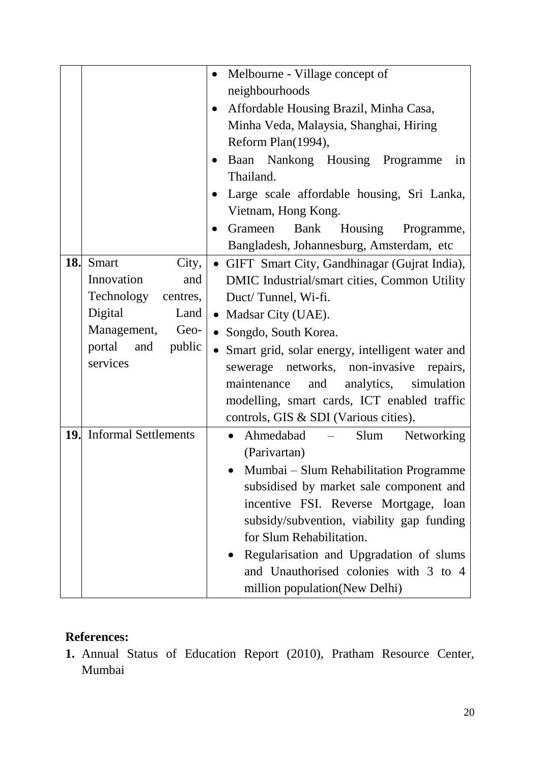| | | |
|---|---|---|
| | | • Melbourne - Village concept of neighbourhoods<br>• Affordable Housing Brazil, Minha Casa, Minha Veda, Malaysia, Shanghai, Hiring Reform Plan(1994),<br>• Baan Nankong Housing Programme in Thailand.<br>• Large scale affordable housing, Sri Lanka, Vietnam, Hong Kong.<br>• Grameen Bank Housing Programme, Bangladesh, Johannesburg, Amsterdam, etc |
| **18.** | Smart City, Innovation and Technology centres, Digital Land Management, Geo-portal and public services | • GIFT Smart City, Gandhinagar (Gujrat India), DMIC Industrial/smart cities, Common Utility Duct/ Tunnel, Wi-fi.<br>• Madsar City (UAE).<br>• Songdo, South Korea.<br>• Smart grid, solar energy, intelligent water and sewerage networks, non-invasive repairs, maintenance and analytics, simulation modelling, smart cards, ICT enabled traffic controls, GIS & SDI (Various cities). |
| **19.** | Informal Settlements | • Ahmedabad – Slum Networking (Parivartan)<br>• Mumbai – Slum Rehabilitation Programme subsidised by market sale component and incentive FSI. Reverse Mortgage, loan subsidy/subvention, viability gap funding for Slum Rehabilitation.<br>• Regularisation and Upgradation of slums and Unauthorised colonies with 3 to 4 million population(New Delhi) |

**References:**

**1.** Annual Status of Education Report (2010), Pratham Resource Center, Mumbai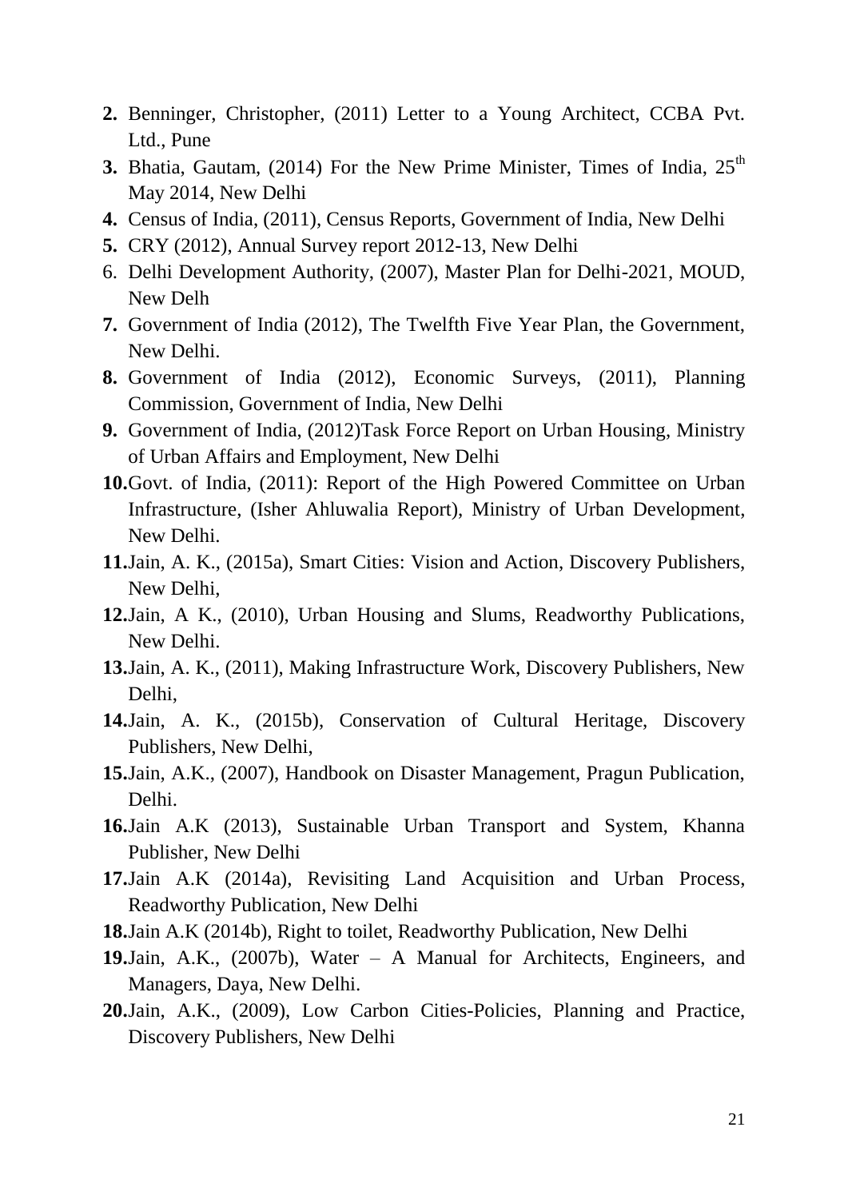2. Benninger, Christopher, (2011) Letter to a Young Architect, CCBA Pvt. Ltd., Pune
3. Bhatia, Gautam, (2014) For the New Prime Minister, Times of India, 25th May 2014, New Delhi
4. Census of India, (2011), Census Reports, Government of India, New Delhi
5. CRY (2012), Annual Survey report 2012-13, New Delhi
6. Delhi Development Authority, (2007), Master Plan for Delhi-2021, MOUD, New Delh
7. Government of India (2012), The Twelfth Five Year Plan, the Government, New Delhi.
8. Government of India (2012), Economic Surveys, (2011), Planning Commission, Government of India, New Delhi
9. Government of India, (2012)Task Force Report on Urban Housing, Ministry of Urban Affairs and Employment, New Delhi
10. Govt. of India, (2011): Report of the High Powered Committee on Urban Infrastructure, (Isher Ahluwalia Report), Ministry of Urban Development, New Delhi.
11. Jain, A. K., (2015a), Smart Cities: Vision and Action, Discovery Publishers, New Delhi,
12. Jain, A K., (2010), Urban Housing and Slums, Readworthy Publications, New Delhi.
13. Jain, A. K., (2011), Making Infrastructure Work, Discovery Publishers, New Delhi,
14. Jain, A. K., (2015b), Conservation of Cultural Heritage, Discovery Publishers, New Delhi,
15. Jain, A.K., (2007), Handbook on Disaster Management, Pragun Publication, Delhi.
16. Jain A.K (2013), Sustainable Urban Transport and System, Khanna Publisher, New Delhi
17. Jain A.K (2014a), Revisiting Land Acquisition and Urban Process, Readworthy Publication, New Delhi
18. Jain A.K (2014b), Right to toilet, Readworthy Publication, New Delhi
19. Jain, A.K., (2007b), Water – A Manual for Architects, Engineers, and Managers, Daya, New Delhi.
20. Jain, A.K., (2009), Low Carbon Cities-Policies, Planning and Practice, Discovery Publishers, New Delhi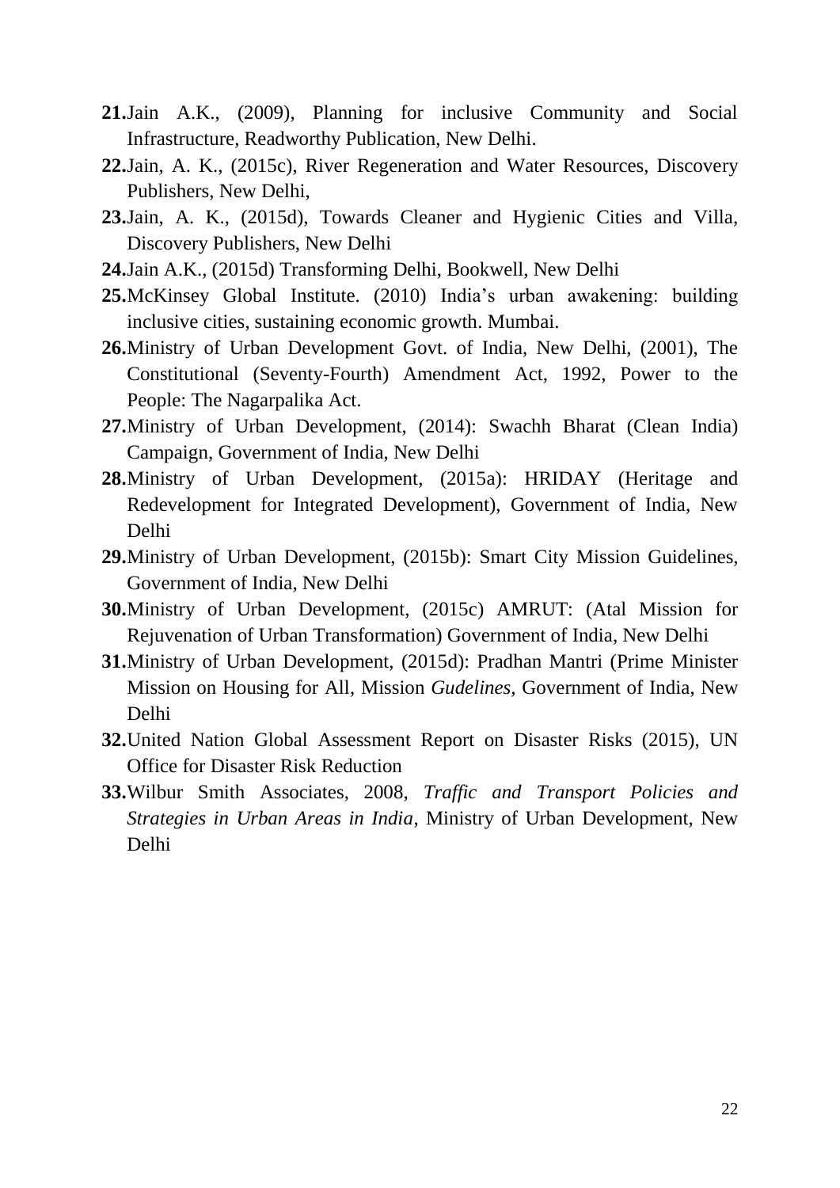**21.** Jain A.K., (2009), Planning for inclusive Community and Social Infrastructure, Readworthy Publication, New Delhi.

**22.** Jain, A. K., (2015c), River Regeneration and Water Resources, Discovery Publishers, New Delhi,

**23.** Jain, A. K., (2015d), Towards Cleaner and Hygienic Cities and Villa, Discovery Publishers, New Delhi

**24.** Jain A.K., (2015d) Transforming Delhi, Bookwell, New Delhi

**25.** McKinsey Global Institute. (2010) India's urban awakening: building inclusive cities, sustaining economic growth. Mumbai.

**26.** Ministry of Urban Development Govt. of India, New Delhi, (2001), The Constitutional (Seventy-Fourth) Amendment Act, 1992, Power to the People: The Nagarpalika Act.

**27.** Ministry of Urban Development, (2014): Swachh Bharat (Clean India) Campaign, Government of India, New Delhi

**28.** Ministry of Urban Development, (2015a): HRIDAY (Heritage and Redevelopment for Integrated Development), Government of India, New Delhi

**29.** Ministry of Urban Development, (2015b): Smart City Mission Guidelines, Government of India, New Delhi

**30.** Ministry of Urban Development, (2015c) AMRUT: (Atal Mission for Rejuvenation of Urban Transformation) Government of India, New Delhi

**31.** Ministry of Urban Development, (2015d): Pradhan Mantri (Prime Minister Mission on Housing for All, Mission *Gudelines*, Government of India, New Delhi

**32.** United Nation Global Assessment Report on Disaster Risks (2015), UN Office for Disaster Risk Reduction

**33.** Wilbur Smith Associates, 2008, *Traffic and Transport Policies and Strategies in Urban Areas in India*, Ministry of Urban Development, New Delhi